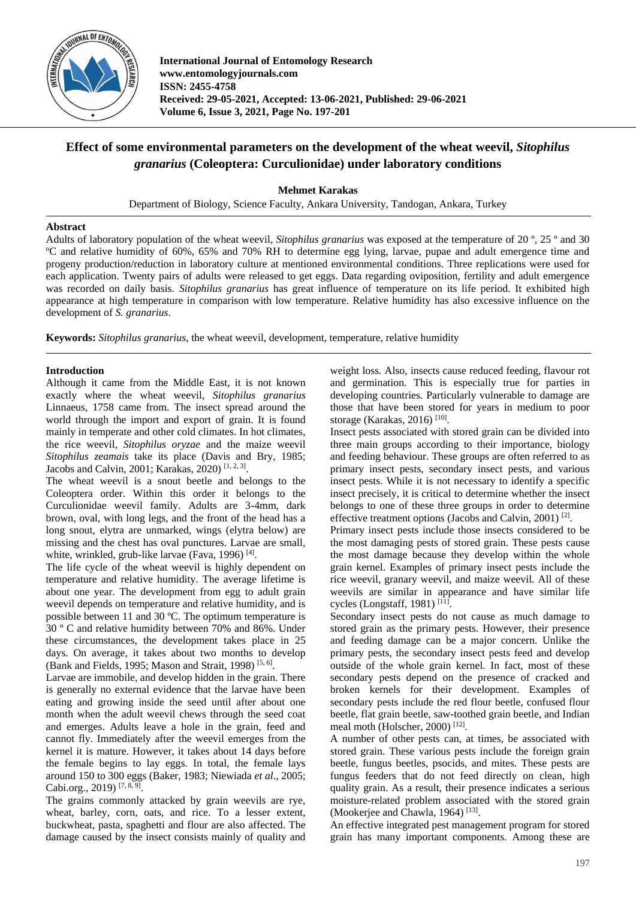International Journal of Entomology Research
www.entomologyjournals.com
ISSN: 2455-4758
Received: 29-05-2021, Accepted: 13-06-2021, Published: 29-06-2021
Volume 6, Issue 3, 2021, Page No. 197-201

# Effect of some environmental parameters on the development of the wheat weevil, *Sitophilus granarius* (Coleoptera: Curculionidae) under laboratory conditions

**Mehmet Karakas**

Department of Biology, Science Faculty, Ankara University, Tandogan, Ankara, Turkey

## Abstract

Adults of laboratory population of the wheat weevil, *Sitophilus granarius* was exposed at the temperature of 20 º, 25 º and 30 ºC and relative humidity of 60%, 65% and 70% RH to determine egg lying, larvae, pupae and adult emergence time and progeny production/reduction in laboratory culture at mentioned environmental conditions. Three replications were used for each application. Twenty pairs of adults were released to get eggs. Data regarding oviposition, fertility and adult emergence was recorded on daily basis. *Sitophilus granarius* has great influence of temperature on its life period. It exhibited high appearance at high temperature in comparison with low temperature. Relative humidity has also excessive influence on the development of *S. granarius*.

**Keywords:** *Sitophilus granarius*, the wheat weevil, development, temperature, relative humidity

## Introduction

Although it came from the Middle East, it is not known exactly where the wheat weevil, *Sitophilus granarius* Linnaeus, 1758 came from. The insect spread around the world through the import and export of grain. It is found mainly in temperate and other cold climates. In hot climates, the rice weevil, *Sitophilus oryzae* and the maize weevil *Sitophilus zeamais* take its place (Davis and Bry, 1985; Jacobs and Calvin, 2001; Karakas, 2020) [1, 2, 3].

The wheat weevil is a snout beetle and belongs to the Coleoptera order. Within this order it belongs to the Curculionidae weevil family. Adults are 3-4mm, dark brown, oval, with long legs, and the front of the head has a long snout, elytra are unmarked, wings (elytra below) are missing and the chest has oval punctures. Larvae are small, white, wrinkled, grub-like larvae (Fava, 1996) [4].

The life cycle of the wheat weevil is highly dependent on temperature and relative humidity. The average lifetime is about one year. The development from egg to adult grain weevil depends on temperature and relative humidity, and is possible between 11 and 30 ºC. The optimum temperature is 30 º C and relative humidity between 70% and 86%. Under these circumstances, the development takes place in 25 days. On average, it takes about two months to develop (Bank and Fields, 1995; Mason and Strait, 1998) [5, 6].

Larvae are immobile, and develop hidden in the grain. There is generally no external evidence that the larvae have been eating and growing inside the seed until after about one month when the adult weevil chews through the seed coat and emerges. Adults leave a hole in the grain, feed and cannot fly. Immediately after the weevil emerges from the kernel it is mature. However, it takes about 14 days before the female begins to lay eggs. In total, the female lays around 150 to 300 eggs (Baker, 1983; Niewiada *et al*., 2005; Cabi.org., 2019) [7, 8, 9].

The grains commonly attacked by grain weevils are rye, wheat, barley, corn, oats, and rice. To a lesser extent, buckwheat, pasta, spaghetti and flour are also affected. The damage caused by the insect consists mainly of quality and weight loss. Also, insects cause reduced feeding, flavour rot and germination. This is especially true for parties in developing countries. Particularly vulnerable to damage are those that have been stored for years in medium to poor storage (Karakas, 2016) [10].

Insect pests associated with stored grain can be divided into three main groups according to their importance, biology and feeding behaviour. These groups are often referred to as primary insect pests, secondary insect pests, and various insect pests. While it is not necessary to identify a specific insect precisely, it is critical to determine whether the insect belongs to one of these three groups in order to determine effective treatment options (Jacobs and Calvin, 2001) [2].

Primary insect pests include those insects considered to be the most damaging pests of stored grain. These pests cause the most damage because they develop within the whole grain kernel. Examples of primary insect pests include the rice weevil, granary weevil, and maize weevil. All of these weevils are similar in appearance and have similar life cycles (Longstaff, 1981) [11].

Secondary insect pests do not cause as much damage to stored grain as the primary pests. However, their presence and feeding damage can be a major concern. Unlike the primary pests, the secondary insect pests feed and develop outside of the whole grain kernel. In fact, most of these secondary pests depend on the presence of cracked and broken kernels for their development. Examples of secondary pests include the red flour beetle, confused flour beetle, flat grain beetle, saw-toothed grain beetle, and Indian meal moth (Holscher, 2000) [12].

A number of other pests can, at times, be associated with stored grain. These various pests include the foreign grain beetle, fungus beetles, psocids, and mites. These pests are fungus feeders that do not feed directly on clean, high quality grain. As a result, their presence indicates a serious moisture-related problem associated with the stored grain (Mookerjee and Chawla, 1964) [13].

An effective integrated pest management program for stored grain has many important components. Among these are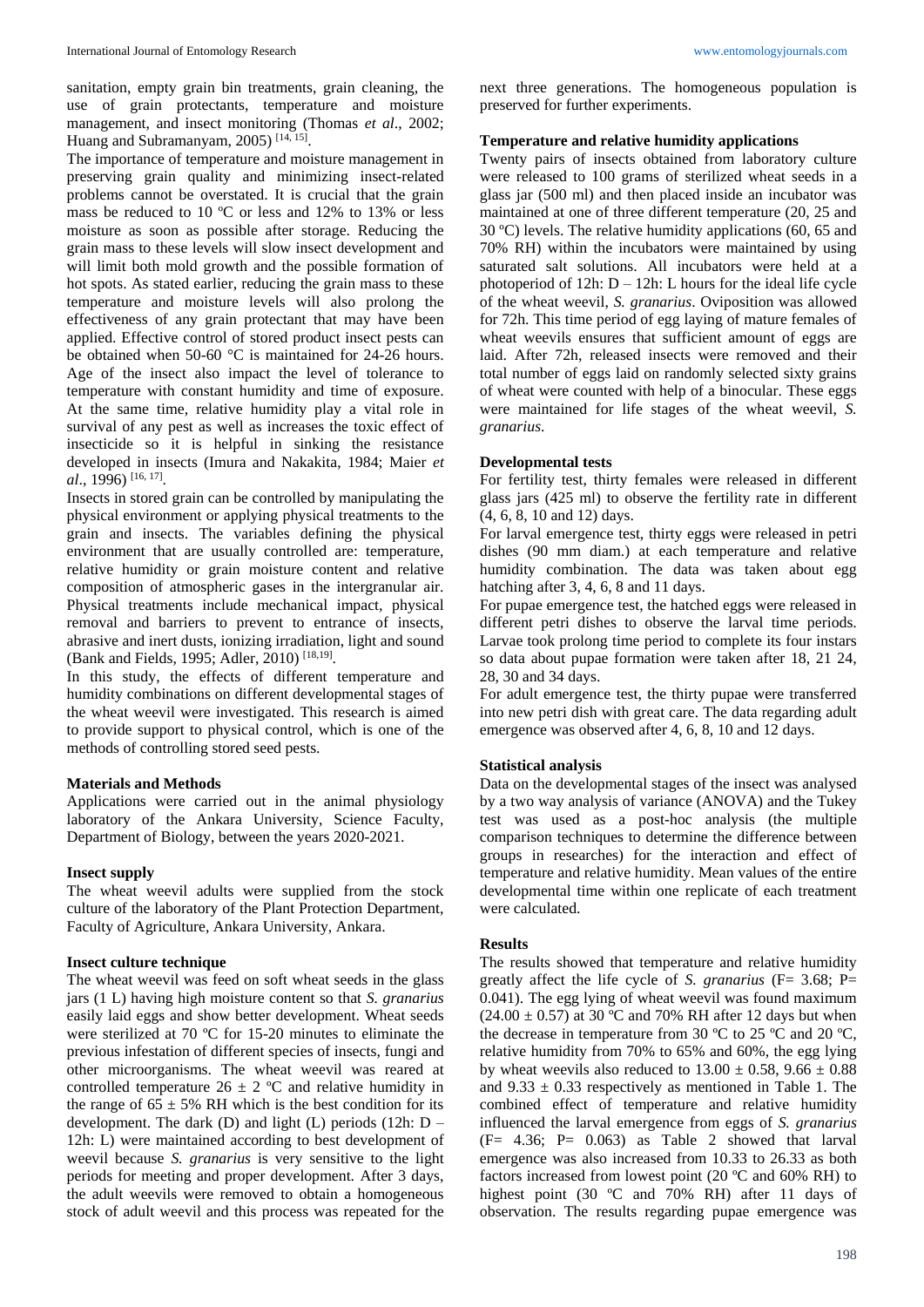sanitation, empty grain bin treatments, grain cleaning, the use of grain protectants, temperature and moisture management, and insect monitoring (Thomas *et al*., 2002; Huang and Subramanyam, 2005) [14, 15].

The importance of temperature and moisture management in preserving grain quality and minimizing insect-related problems cannot be overstated. It is crucial that the grain mass be reduced to 10 ºC or less and 12% to 13% or less moisture as soon as possible after storage. Reducing the grain mass to these levels will slow insect development and will limit both mold growth and the possible formation of hot spots. As stated earlier, reducing the grain mass to these temperature and moisture levels will also prolong the effectiveness of any grain protectant that may have been applied. Effective control of stored product insect pests can be obtained when 50-60 °C is maintained for 24-26 hours. Age of the insect also impact the level of tolerance to temperature with constant humidity and time of exposure. At the same time, relative humidity play a vital role in survival of any pest as well as increases the toxic effect of insecticide so it is helpful in sinking the resistance developed in insects (Imura and Nakakita, 1984; Maier *et al*., 1996) [16, 17].

Insects in stored grain can be controlled by manipulating the physical environment or applying physical treatments to the grain and insects. The variables defining the physical environment that are usually controlled are: temperature, relative humidity or grain moisture content and relative composition of atmospheric gases in the intergranular air. Physical treatments include mechanical impact, physical removal and barriers to prevent to entrance of insects, abrasive and inert dusts, ionizing irradiation, light and sound (Bank and Fields, 1995; Adler, 2010) [18,19].

In this study, the effects of different temperature and humidity combinations on different developmental stages of the wheat weevil were investigated. This research is aimed to provide support to physical control, which is one of the methods of controlling stored seed pests.

## Materials and Methods

Applications were carried out in the animal physiology laboratory of the Ankara University, Science Faculty, Department of Biology, between the years 2020-2021.

### Insect supply

The wheat weevil adults were supplied from the stock culture of the laboratory of the Plant Protection Department, Faculty of Agriculture, Ankara University, Ankara.

### Insect culture technique

The wheat weevil was feed on soft wheat seeds in the glass jars (1 L) having high moisture content so that *S. granarius* easily laid eggs and show better development. Wheat seeds were sterilized at 70 ºC for 15-20 minutes to eliminate the previous infestation of different species of insects, fungi and other microorganisms. The wheat weevil was reared at controlled temperature 26 ± 2 ºC and relative humidity in the range of 65 ± 5% RH which is the best condition for its development. The dark (D) and light (L) periods (12h: D – 12h: L) were maintained according to best development of weevil because *S. granarius* is very sensitive to the light periods for meeting and proper development. After 3 days, the adult weevils were removed to obtain a homogeneous stock of adult weevil and this process was repeated for the next three generations. The homogeneous population is preserved for further experiments.

### Temperature and relative humidity applications

Twenty pairs of insects obtained from laboratory culture were released to 100 grams of sterilized wheat seeds in a glass jar (500 ml) and then placed inside an incubator was maintained at one of three different temperature (20, 25 and 30 ºC) levels. The relative humidity applications (60, 65 and 70% RH) within the incubators were maintained by using saturated salt solutions. All incubators were held at a photoperiod of 12h: D – 12h: L hours for the ideal life cycle of the wheat weevil, *S. granarius*. Oviposition was allowed for 72h. This time period of egg laying of mature females of wheat weevils ensures that sufficient amount of eggs are laid. After 72h, released insects were removed and their total number of eggs laid on randomly selected sixty grains of wheat were counted with help of a binocular. These eggs were maintained for life stages of the wheat weevil, *S. granarius*.

### Developmental tests

For fertility test, thirty females were released in different glass jars (425 ml) to observe the fertility rate in different (4, 6, 8, 10 and 12) days.

For larval emergence test, thirty eggs were released in petri dishes (90 mm diam.) at each temperature and relative humidity combination. The data was taken about egg hatching after 3, 4, 6, 8 and 11 days.

For pupae emergence test, the hatched eggs were released in different petri dishes to observe the larval time periods. Larvae took prolong time period to complete its four instars so data about pupae formation were taken after 18, 21 24, 28, 30 and 34 days.

For adult emergence test, the thirty pupae were transferred into new petri dish with great care. The data regarding adult emergence was observed after 4, 6, 8, 10 and 12 days.

### Statistical analysis

Data on the developmental stages of the insect was analysed by a two way analysis of variance (ANOVA) and the Tukey test was used as a post-hoc analysis (the multiple comparison techniques to determine the difference between groups in researches) for the interaction and effect of temperature and relative humidity. Mean values of the entire developmental time within one replicate of each treatment were calculated.

## Results

The results showed that temperature and relative humidity greatly affect the life cycle of *S. granarius* ($F = 3.68$; $P = 0.041$). The egg lying of wheat weevil was found maximum (24.00 ± 0.57) at 30 ºC and 70% RH after 12 days but when the decrease in temperature from 30 ºC to 25 ºC and 20 ºC, relative humidity from 70% to 65% and 60%, the egg lying by wheat weevils also reduced to 13.00 ± 0.58, 9.66 ± 0.88 and 9.33 ± 0.33 respectively as mentioned in Table 1. The combined effect of temperature and relative humidity influenced the larval emergence from eggs of *S. granarius* ($F = 4.36$; $P = 0.063$) as Table 2 showed that larval emergence was also increased from 10.33 to 26.33 as both factors increased from lowest point (20 ºC and 60% RH) to highest point (30 ºC and 70% RH) after 11 days of observation. The results regarding pupae emergence was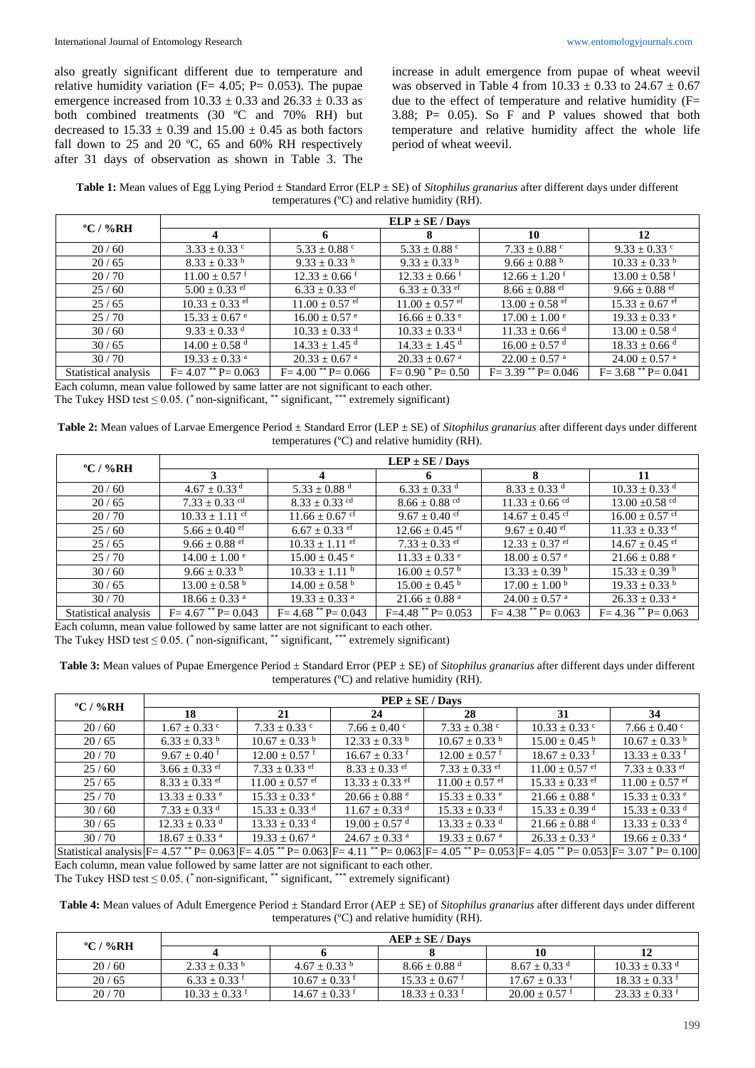also greatly significant different due to temperature and relative humidity variation ($F= 4.05$; $P= 0.053$). The pupae emergence increased from $10.33 \pm 0.33$ and $26.33 \pm 0.33$ as both combined treatments (30 ºC and 70% RH) but decreased to $15.33 \pm 0.39$ and $15.00 \pm 0.45$ as both factors fall down to 25 and 20 ºC, 65 and 60% RH respectively after 31 days of observation as shown in Table 3. The increase in adult emergence from pupae of wheat weevil was observed in Table 4 from $10.33 \pm 0.33$ to $24.67 \pm 0.67$ due to the effect of temperature and relative humidity ($F= 3.88$; $P= 0.05$). So F and P values showed that both temperature and relative humidity affect the whole life period of wheat weevil.

**Table 1:** Mean values of Egg Lying Period ± Standard Error (ELP ± SE) of *Sitophilus granarius* after different days under different temperatures (ºC) and relative humidity (RH).

| ºC / %RH | ELP ± SE / Days | | | | |
|---|---|---|---|---|---|
| | 4 | 6 | 8 | 10 | 12 |
| 20 / 60 | $3.33 \pm 0.33^{c}$ | $5.33 \pm 0.88^{c}$ | $5.33 \pm 0.88^{c}$ | $7.33 \pm 0.88^{c}$ | $9.33 \pm 0.33^{c}$ |
| 20 / 65 | $8.33 \pm 0.33^{b}$ | $9.33 \pm 0.33^{b}$ | $9.33 \pm 0.33^{b}$ | $9.66 \pm 0.88^{b}$ | $10.33 \pm 0.33^{b}$ |
| 20 / 70 | $11.00 \pm 0.57^{f}$ | $12.33 \pm 0.66^{f}$ | $12.33 \pm 0.66^{f}$ | $12.66 \pm 1.20^{f}$ | $13.00 \pm 0.58^{f}$ |
| 25 / 60 | $5.00 \pm 0.33^{ef}$ | $6.33 \pm 0.33^{ef}$ | $6.33 \pm 0.33^{ef}$ | $8.66 \pm 0.88^{ef}$ | $9.66 \pm 0.88^{ef}$ |
| 25 / 65 | $10.33 \pm 0.33^{ef}$ | $11.00 \pm 0.57^{ef}$ | $11.00 \pm 0.57^{ef}$ | $13.00 \pm 0.58^{ef}$ | $15.33 \pm 0.67^{ef}$ |
| 25 / 70 | $15.33 \pm 0.67^{e}$ | $16.00 \pm 0.57^{e}$ | $16.66 \pm 0.33^{e}$ | $17.00 \pm 1.00^{e}$ | $19.33 \pm 0.33^{e}$ |
| 30 / 60 | $9.33 \pm 0.33^{d}$ | $10.33 \pm 0.33^{d}$ | $10.33 \pm 0.33^{d}$ | $11.33 \pm 0.66^{d}$ | $13.00 \pm 0.58^{d}$ |
| 30 / 65 | $14.00 \pm 0.58^{d}$ | $14.33 \pm 1.45^{d}$ | $14.33 \pm 1.45^{d}$ | $16.00 \pm 0.57^{d}$ | $18.33 \pm 0.66^{d}$ |
| 30 / 70 | $19.33 \pm 0.33^{a}$ | $20.33 \pm 0.67^{a}$ | $20.33 \pm 0.67^{a}$ | $22.00 \pm 0.57^{a}$ | $24.00 \pm 0.57^{a}$ |
| Statistical analysis | $F= 4.07^{**}$ $P= 0.063$ | $F= 4.00^{**}$ $P= 0.066$ | $F= 0.90^{*}$ $P= 0.50$ | $F= 3.39^{**}$ $P= 0.046$ | $F= 3.68^{**}$ $P= 0.041$ |

Each column, mean value followed by same latter are not significant to each other.
The Tukey HSD test ≤ 0.05. (* non-significant, ** significant, *** extremely significant)

**Table 2:** Mean values of Larvae Emergence Period ± Standard Error (LEP ± SE) of *Sitophilus granarius* after different days under different temperatures (ºC) and relative humidity (RH).

| ºC / %RH | LEP ± SE / Days | | | | |
|---|---|---|---|---|---|
| | 3 | 4 | 6 | 8 | 11 |
| 20 / 60 | $4.67 \pm 0.33^{d}$ | $5.33 \pm 0.88^{d}$ | $6.33 \pm 0.33^{d}$ | $8.33 \pm 0.33^{d}$ | $10.33 \pm 0.33^{d}$ |
| 20 / 65 | $7.33 \pm 0.33^{cd}$ | $8.33 \pm 0.33^{cd}$ | $8.66 \pm 0.88^{cd}$ | $11.33 \pm 0.66^{cd}$ | $13.00 \pm 0.58^{cd}$ |
| 20 / 70 | $10.33 \pm 1.11^{cf}$ | $11.66 \pm 0.67^{cf}$ | $9.67 \pm 0.40^{cf}$ | $14.67 \pm 0.45^{cf}$ | $16.00 \pm 0.57^{cf}$ |
| 25 / 60 | $5.66 \pm 0.40^{ef}$ | $6.67 \pm 0.33^{ef}$ | $12.66 \pm 0.45^{ef}$ | $9.67 \pm 0.40^{ef}$ | $11.33 \pm 0.33^{ef}$ |
| 25 / 65 | $9.66 \pm 0.88^{ef}$ | $10.33 \pm 1.11^{ef}$ | $7.33 \pm 0.33^{ef}$ | $12.33 \pm 0.37^{ef}$ | $14.67 \pm 0.45^{ef}$ |
| 25 / 70 | $14.00 \pm 1.00^{e}$ | $15.00 \pm 0.45^{e}$ | $11.33 \pm 0.33^{e}$ | $18.00 \pm 0.57^{e}$ | $21.66 \pm 0.88^{e}$ |
| 30 / 60 | $9.66 \pm 0.33^{b}$ | $10.33 \pm 1.11^{b}$ | $16.00 \pm 0.57^{b}$ | $13.33 \pm 0.39^{b}$ | $15.33 \pm 0.39^{b}$ |
| 30 / 65 | $13.00 \pm 0.58^{b}$ | $14.00 \pm 0.58^{b}$ | $15.00 \pm 0.45^{b}$ | $17.00 \pm 1.00^{b}$ | $19.33 \pm 0.33^{b}$ |
| 30 / 70 | $18.66 \pm 0.33^{a}$ | $19.33 \pm 0.33^{a}$ | $21.66 \pm 0.88^{a}$ | $24.00 \pm 0.57^{a}$ | $26.33 \pm 0.33^{a}$ |
| Statistical analysis | $F= 4.67^{**}$ $P= 0.043$ | $F= 4.68^{**}$ $P= 0.043$ | $F=4.48^{**}$ $P= 0.053$ | $F= 4.38^{**}$ $P= 0.063$ | $F= 4.36^{**}$ $P= 0.063$ |

Each column, mean value followed by same latter are not significant to each other.
The Tukey HSD test ≤ 0.05. (* non-significant, ** significant, *** extremely significant)

**Table 3:** Mean values of Pupae Emergence Period ± Standard Error (PEP ± SE) of *Sitophilus granarius* after different days under different temperatures (ºC) and relative humidity (RH).

| ºC / %RH | PEP ± SE / Days | | | | | |
|---|---|---|---|---|---|---|
| | 18 | 21 | 24 | 28 | 31 | 34 |
| 20 / 60 | $1.67 \pm 0.33^{c}$ | $7.33 \pm 0.33^{c}$ | $7.66 \pm 0.40^{c}$ | $7.33 \pm 0.38^{c}$ | $10.33 \pm 0.33^{c}$ | $7.66 \pm 0.40^{c}$ |
| 20 / 65 | $6.33 \pm 0.33^{b}$ | $10.67 \pm 0.33^{b}$ | $12.33 \pm 0.33^{b}$ | $10.67 \pm 0.33^{b}$ | $15.00 \pm 0.45^{b}$ | $10.67 \pm 0.33^{b}$ |
| 20 / 70 | $9.67 \pm 0.40^{f}$ | $12.00 \pm 0.57^{f}$ | $16.67 \pm 0.33^{f}$ | $12.00 \pm 0.57^{f}$ | $18.67 \pm 0.33^{f}$ | $13.33 \pm 0.33^{f}$ |
| 25 / 60 | $3.66 \pm 0.33^{ef}$ | $7.33 \pm 0.33^{ef}$ | $8.33 \pm 0.33^{ef}$ | $7.33 \pm 0.33^{ef}$ | $11.00 \pm 0.57^{ef}$ | $7.33 \pm 0.33^{ef}$ |
| 25 / 65 | $8.33 \pm 0.33^{ef}$ | $11.00 \pm 0.57^{ef}$ | $13.33 \pm 0.33^{ef}$ | $11.00 \pm 0.57^{ef}$ | $15.33 \pm 0.33^{ef}$ | $11.00 \pm 0.57^{ef}$ |
| 25 / 70 | $13.33 \pm 0.33^{e}$ | $15.33 \pm 0.33^{e}$ | $20.66 \pm 0.88^{e}$ | $15.33 \pm 0.33^{e}$ | $21.66 \pm 0.88^{e}$ | $15.33 \pm 0.33^{e}$ |
| 30 / 60 | $7.33 \pm 0.33^{d}$ | $15.33 \pm 0.33^{d}$ | $11.67 \pm 0.33^{d}$ | $15.33 \pm 0.33^{d}$ | $15.33 \pm 0.39^{d}$ | $15.33 \pm 0.33^{d}$ |
| 30 / 65 | $12.33 \pm 0.33^{d}$ | $13.33 \pm 0.33^{d}$ | $19.00 \pm 0.57^{d}$ | $13.33 \pm 0.33^{d}$ | $21.66 \pm 0.88^{d}$ | $13.33 \pm 0.33^{d}$ |
| 30 / 70 | $18.67 \pm 0.33^{a}$ | $19.33 \pm 0.67^{a}$ | $24.67 \pm 0.33^{a}$ | $19.33 \pm 0.67^{a}$ | $26.33 \pm 0.33^{a}$ | $19.66 \pm 0.33^{a}$ |
| Statistical analysis | $F= 4.57^{**}$ $P= 0.063$ | $F= 4.05^{**}$ $P= 0.063$ | $F= 4.11^{**}$ $P= 0.063$ | $F= 4.05^{**}$ $P= 0.053$ | $F= 4.05^{**}$ $P= 0.053$ | $F= 3.07^{*}$ $P= 0.100$ |

Each column, mean value followed by same latter are not significant to each other.
The Tukey HSD test ≤ 0.05. (* non-significant, ** significant, *** extremely significant)

**Table 4:** Mean values of Adult Emergence Period ± Standard Error (AEP ± SE) of *Sitophilus granarius* after different days under different temperatures (ºC) and relative humidity (RH).

| ºC / %RH | AEP ± SE / Days | | | | |
|---|---|---|---|---|---|
| | 4 | 6 | 8 | 10 | 12 |
| 20 / 60 | $2.33 \pm 0.33^{b}$ | $4.67 \pm 0.33^{b}$ | $8.66 \pm 0.88^{d}$ | $8.67 \pm 0.33^{d}$ | $10.33 \pm 0.33^{d}$ |
| 20 / 65 | $6.33 \pm 0.33^{f}$ | $10.67 \pm 0.33^{f}$ | $15.33 \pm 0.67^{f}$ | $17.67 \pm 0.33^{f}$ | $18.33 \pm 0.33^{f}$ |
| 20 / 70 | $10.33 \pm 0.33^{f}$ | $14.67 \pm 0.33^{f}$ | $18.33 \pm 0.33^{f}$ | $20.00 \pm 0.57^{f}$ | $23.33 \pm 0.33^{f}$ |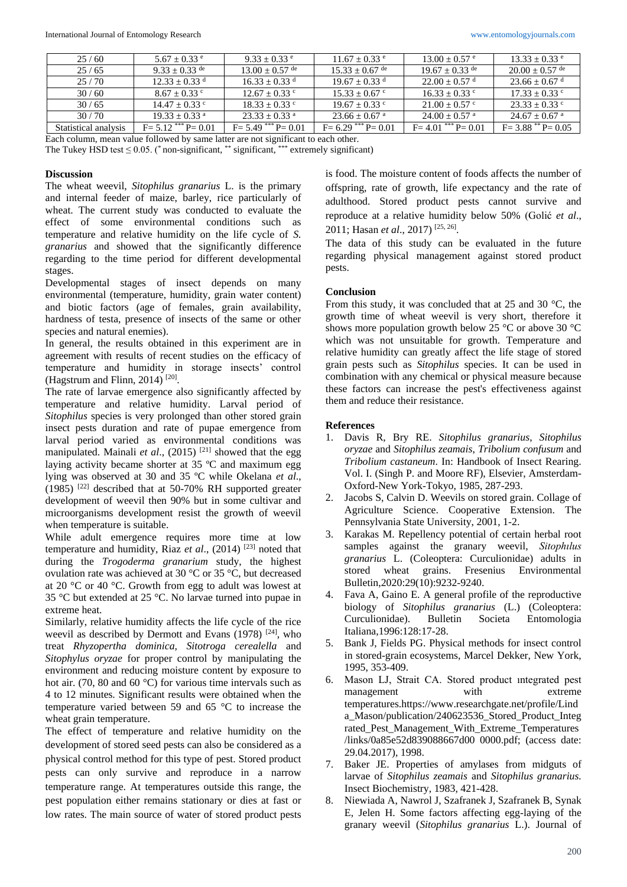| 25 / 60 | $5.67 \pm 0.33^{e}$ | $9.33 \pm 0.33^{e}$ | $11.67 \pm 0.33^{e}$ | $13.00 \pm 0.57^{e}$ | $13.33 \pm 0.33^{e}$ |
|---|---|---|---|---|---|
| 25 / 65 | $9.33 \pm 0.33^{de}$ | $13.00 \pm 0.57^{de}$ | $15.33 \pm 0.67^{de}$ | $19.67 \pm 0.33^{de}$ | $20.00 \pm 0.57^{de}$ |
| 25 / 70 | $12.33 \pm 0.33^{d}$ | $16.33 \pm 0.33^{d}$ | $19.67 \pm 0.33^{d}$ | $22.00 \pm 0.57^{d}$ | $23.66 \pm 0.67^{d}$ |
| 30 / 60 | $8.67 \pm 0.33^{c}$ | $12.67 \pm 0.33^{c}$ | $15.33 \pm 0.67^{c}$ | $16.33 \pm 0.33^{c}$ | $17.33 \pm 0.33^{c}$ |
| 30 / 65 | $14.47 \pm 0.33^{c}$ | $18.33 \pm 0.33^{c}$ | $19.67 \pm 0.33^{c}$ | $21.00 \pm 0.57^{c}$ | $23.33 \pm 0.33^{c}$ |
| 30 / 70 | $19.33 \pm 0.33^{a}$ | $23.33 \pm 0.33^{a}$ | $23.66 \pm 0.67^{a}$ | $24.00 \pm 0.57^{a}$ | $24.67 \pm 0.67^{a}$ |
| Statistical analysis | $F= 5.12^{***}$ $P= 0.01$ | $F= 5.49^{***}$ $P= 0.01$ | $F= 6.29^{***}$ $P= 0.01$ | $F= 4.01^{***}$ $P= 0.01$ | $F= 3.88^{**}$ $P= 0.05$ |

Each column, mean value followed by same latter are not significant to each other.
The Tukey HSD test ≤ 0.05. (* non-significant, ** significant, *** extremely significant)

## Discussion

The wheat weevil, *Sitophilus granarius* L. is the primary and internal feeder of maize, barley, rice particularly of wheat. The current study was conducted to evaluate the effect of some environmental conditions such as temperature and relative humidity on the life cycle of *S. granarius* and showed that the significantly difference regarding to the time period for different developmental stages.

Developmental stages of insect depends on many environmental (temperature, humidity, grain water content) and biotic factors (age of females, grain availability, hardness of testa, presence of insects of the same or other species and natural enemies).

In general, the results obtained in this experiment are in agreement with results of recent studies on the efficacy of temperature and humidity in storage insects' control (Hagstrum and Flinn, 2014) [20].

The rate of larvae emergence also significantly affected by temperature and relative humidity. Larval period of *Sitophilus* species is very prolonged than other stored grain insect pests duration and rate of pupae emergence from larval period varied as environmental conditions was manipulated. Mainali *et al*., (2015) [21] showed that the egg laying activity became shorter at 35 ºC and maximum egg lying was observed at 30 and 35 ºC while Okelana *et al*., (1985) [22] described that at 50-70% RH supported greater development of weevil then 90% but in some cultivar and microorganisms development resist the growth of weevil when temperature is suitable.

While adult emergence requires more time at low temperature and humidity, Riaz *et al*., (2014) [23] noted that during the *Trogoderma granarium* study, the highest ovulation rate was achieved at 30 °C or 35 °C, but decreased at 20 °C or 40 °C. Growth from egg to adult was lowest at 35 °C but extended at 25 °C. No larvae turned into pupae in extreme heat.

Similarly, relative humidity affects the life cycle of the rice weevil as described by Dermott and Evans (1978) [24], who treat *Rhyzopertha dominica, Sitotroga cerealella* and *Sitophylus oryzae* for proper control by manipulating the environment and reducing moisture content by exposure to hot air. (70, 80 and 60 °C) for various time intervals such as 4 to 12 minutes. Significant results were obtained when the temperature varied between 59 and 65 °C to increase the wheat grain temperature.

The effect of temperature and relative humidity on the development of stored seed pests can also be considered as a physical control method for this type of pest. Stored product pests can only survive and reproduce in a narrow temperature range. At temperatures outside this range, the pest population either remains stationary or dies at fast or low rates. The main source of water of stored product pests is food. The moisture content of foods affects the number of offspring, rate of growth, life expectancy and the rate of adulthood. Stored product pests cannot survive and reproduce at a relative humidity below 50% (Golić *et al*., 2011; Hasan *et al*., 2017) [25, 26].

The data of this study can be evaluated in the future regarding physical management against stored product pests.

## Conclusion

From this study, it was concluded that at 25 and 30 °C, the growth time of wheat weevil is very short, therefore it shows more population growth below 25 °C or above 30 °C which was not unsuitable for growth. Temperature and relative humidity can greatly affect the life stage of stored grain pests such as *Sitophilus* species. It can be used in combination with any chemical or physical measure because these factors can increase the pest's effectiveness against them and reduce their resistance.

## References

1. Davis R, Bry RE. *Sitophilus granarius*, *Sitophilus oryzae* and *Sitophilus zeamais*, *Tribolium confusum* and *Tribolium castaneum*. In: Handbook of Insect Rearing. Vol. I. (Singh P. and Moore RF), Elsevier, Amsterdam-Oxford-New York-Tokyo, 1985, 287-293.
2. Jacobs S, Calvin D. Weevils on stored grain. Collage of Agriculture Science. Cooperative Extension. The Pennsylvania State University, 2001, 1-2.
3. Karakas M. Repellency potential of certain herbal root samples against the granary weevil, *Sitophılus granarius* L. (Coleoptera: Curculionidae) adults in stored wheat grains. Fresenius Environmental Bulletin,2020:29(10):9232-9240.
4. Fava A, Gaino E. A general profile of the reproductive biology of *Sitophilus granarius* (L.) (Coleoptera: Curculionidae). Bulletin Societa Entomologia Italiana,1996:128:17-28.
5. Bank J, Fields PG. Physical methods for insect control in stored-grain ecosystems, Marcel Dekker, New York, 1995, 353-409.
6. Mason LJ, Strait CA. Stored product ıntegrated pest management with extreme temperatures.https://www.researchgate.net/profile/Linda_Mason/publication/240623536_Stored_Product_Integrated_Pest_Management_With_Extreme_Temperatures/links/0a85e52d839088667d00 0000.pdf; (access date: 29.04.2017), 1998.
7. Baker JE. Properties of amylases from midguts of larvae of *Sitophilus zeamais* and *Sitophilus granarius.* Insect Biochemistry, 1983, 421-428.
8. Niewiada A, Nawrol J, Szafranek J, Szafranek B, Synak E, Jelen H. Some factors affecting egg-laying of the granary weevil (*Sitophilus granarius* L.). Journal of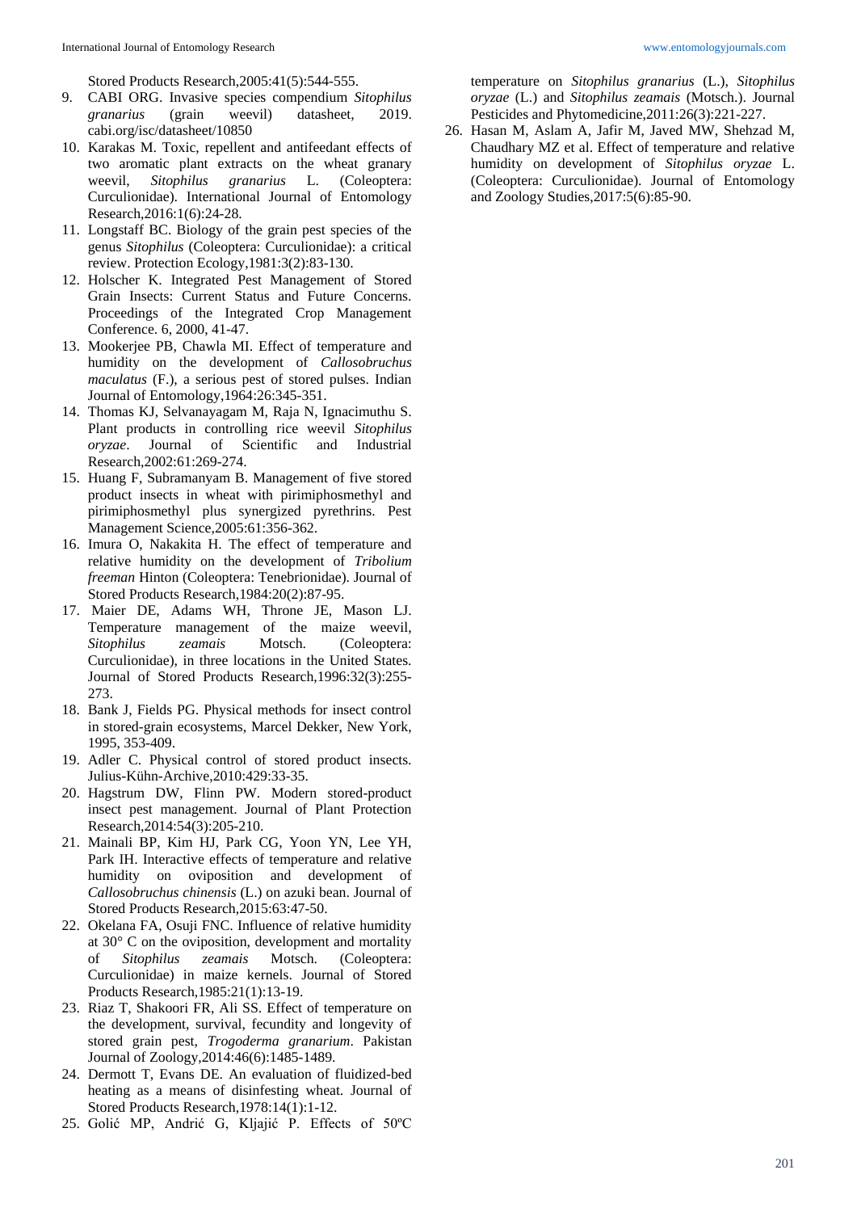Stored Products Research,2005:41(5):544-555.

9. CABI ORG. Invasive species compendium *Sitophilus granarius* (grain weevil) datasheet, 2019. cabi.org/isc/datasheet/10850
10. Karakas M. Toxic, repellent and antifeedant effects of two aromatic plant extracts on the wheat granary weevil, *Sitophilus granarius* L. (Coleoptera: Curculionidae). International Journal of Entomology Research,2016:1(6):24-28.
11. Longstaff BC. Biology of the grain pest species of the genus *Sitophilus* (Coleoptera: Curculionidae): a critical review. Protection Ecology,1981:3(2):83-130.
12. Holscher K. Integrated Pest Management of Stored Grain Insects: Current Status and Future Concerns. Proceedings of the Integrated Crop Management Conference. 6, 2000, 41-47.
13. Mookerjee PB, Chawla MI. Effect of temperature and humidity on the development of *Callosobruchus maculatus* (F.), a serious pest of stored pulses. Indian Journal of Entomology,1964:26:345-351.
14. Thomas KJ, Selvanayagam M, Raja N, Ignacimuthu S. Plant products in controlling rice weevil *Sitophilus oryzae*. Journal of Scientific and Industrial Research,2002:61:269-274.
15. Huang F, Subramanyam B. Management of five stored product insects in wheat with pirimiphosmethyl and pirimiphosmethyl plus synergized pyrethrins. Pest Management Science,2005:61:356-362.
16. Imura O, Nakakita H. The effect of temperature and relative humidity on the development of *Tribolium freeman* Hinton (Coleoptera: Tenebrionidae). Journal of Stored Products Research,1984:20(2):87-95.
17. Maier DE, Adams WH, Throne JE, Mason LJ. Temperature management of the maize weevil, *Sitophilus zeamais* Motsch. (Coleoptera: Curculionidae), in three locations in the United States. Journal of Stored Products Research,1996:32(3):255-273.
18. Bank J, Fields PG. Physical methods for insect control in stored-grain ecosystems, Marcel Dekker, New York, 1995, 353-409.
19. Adler C. Physical control of stored product insects. Julius-Kühn-Archive,2010:429:33-35.
20. Hagstrum DW, Flinn PW. Modern stored-product insect pest management. Journal of Plant Protection Research,2014:54(3):205-210.
21. Mainali BP, Kim HJ, Park CG, Yoon YN, Lee YH, Park IH. Interactive effects of temperature and relative humidity on oviposition and development of *Callosobruchus chinensis* (L.) on azuki bean. Journal of Stored Products Research,2015:63:47-50.
22. Okelana FA, Osuji FNC. Influence of relative humidity at 30° C on the oviposition, development and mortality of *Sitophilus zeamais* Motsch. (Coleoptera: Curculionidae) in maize kernels. Journal of Stored Products Research,1985:21(1):13-19.
23. Riaz T, Shakoori FR, Ali SS. Effect of temperature on the development, survival, fecundity and longevity of stored grain pest, *Trogoderma granarium*. Pakistan Journal of Zoology,2014:46(6):1485-1489.
24. Dermott T, Evans DE. An evaluation of fluidized-bed heating as a means of disinfesting wheat. Journal of Stored Products Research,1978:14(1):1-12.
25. Golić MP, Andrić G, Kljajić P. Effects of 50ºC temperature on *Sitophilus granarius* (L.), *Sitophilus oryzae* (L.) and *Sitophilus zeamais* (Motsch.). Journal Pesticides and Phytomedicine,2011:26(3):221-227.
26. Hasan M, Aslam A, Jafir M, Javed MW, Shehzad M, Chaudhary MZ et al. Effect of temperature and relative humidity on development of *Sitophilus oryzae* L. (Coleoptera: Curculionidae). Journal of Entomology and Zoology Studies,2017:5(6):85-90.